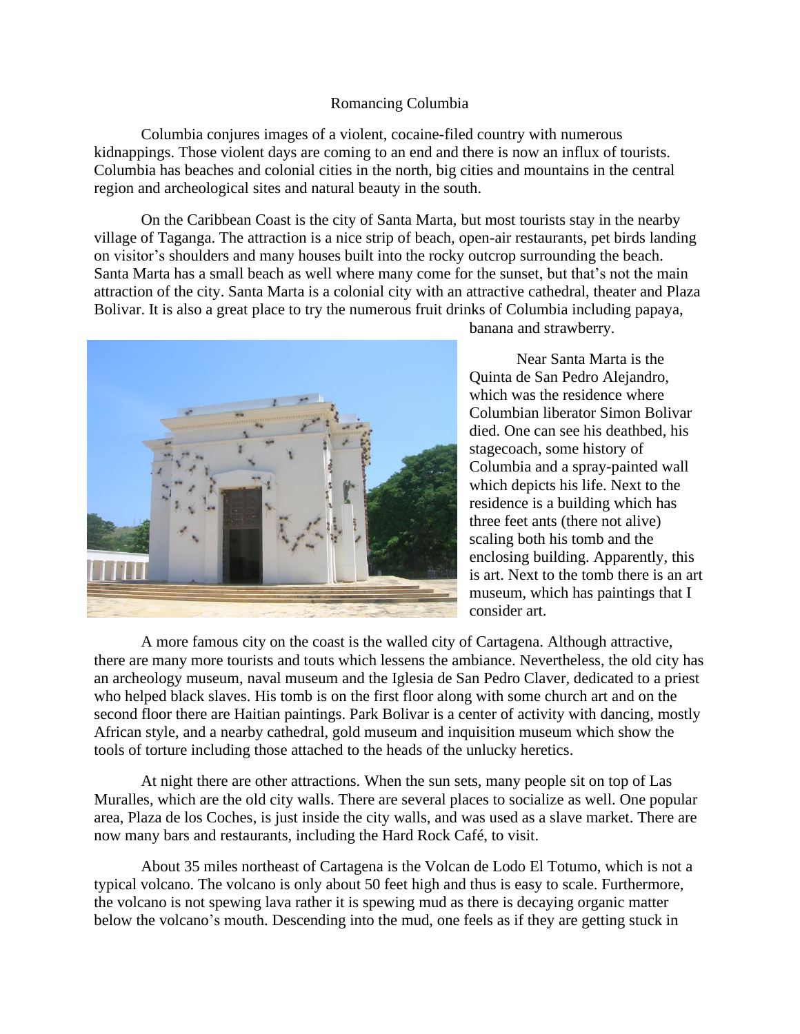# Romancing Columbia

Columbia conjures images of a violent, cocaine-filed country with numerous kidnappings. Those violent days are coming to an end and there is now an influx of tourists. Columbia has beaches and colonial cities in the north, big cities and mountains in the central region and archeological sites and natural beauty in the south.

On the Caribbean Coast is the city of Santa Marta, but most tourists stay in the nearby village of Taganga. The attraction is a nice strip of beach, open-air restaurants, pet birds landing on visitor's shoulders and many houses built into the rocky outcrop surrounding the beach. Santa Marta has a small beach as well where many come for the sunset, but that's not the main attraction of the city. Santa Marta is a colonial city with an attractive cathedral, theater and Plaza Bolivar. It is also a great place to try the numerous fruit drinks of Columbia including papaya, banana and strawberry.

Near Santa Marta is the Quinta de San Pedro Alejandro, which was the residence where Columbian liberator Simon Bolivar died. One can see his deathbed, his stagecoach, some history of Columbia and a spray-painted wall which depicts his life. Next to the residence is a building which has three feet ants (there not alive) scaling both his tomb and the enclosing building. Apparently, this is art. Next to the tomb there is an art museum, which has paintings that I consider art.

A more famous city on the coast is the walled city of Cartagena. Although attractive, there are many more tourists and touts which lessens the ambiance. Nevertheless, the old city has an archeology museum, naval museum and the Iglesia de San Pedro Claver, dedicated to a priest who helped black slaves. His tomb is on the first floor along with some church art and on the second floor there are Haitian paintings. Park Bolivar is a center of activity with dancing, mostly African style, and a nearby cathedral, gold museum and inquisition museum which show the tools of torture including those attached to the heads of the unlucky heretics.

At night there are other attractions. When the sun sets, many people sit on top of Las Muralles, which are the old city walls. There are several places to socialize as well. One popular area, Plaza de los Coches, is just inside the city walls, and was used as a slave market. There are now many bars and restaurants, including the Hard Rock Café, to visit.

About 35 miles northeast of Cartagena is the Volcan de Lodo El Totumo, which is not a typical volcano. The volcano is only about 50 feet high and thus is easy to scale. Furthermore, the volcano is not spewing lava rather it is spewing mud as there is decaying organic matter below the volcano's mouth. Descending into the mud, one feels as if they are getting stuck in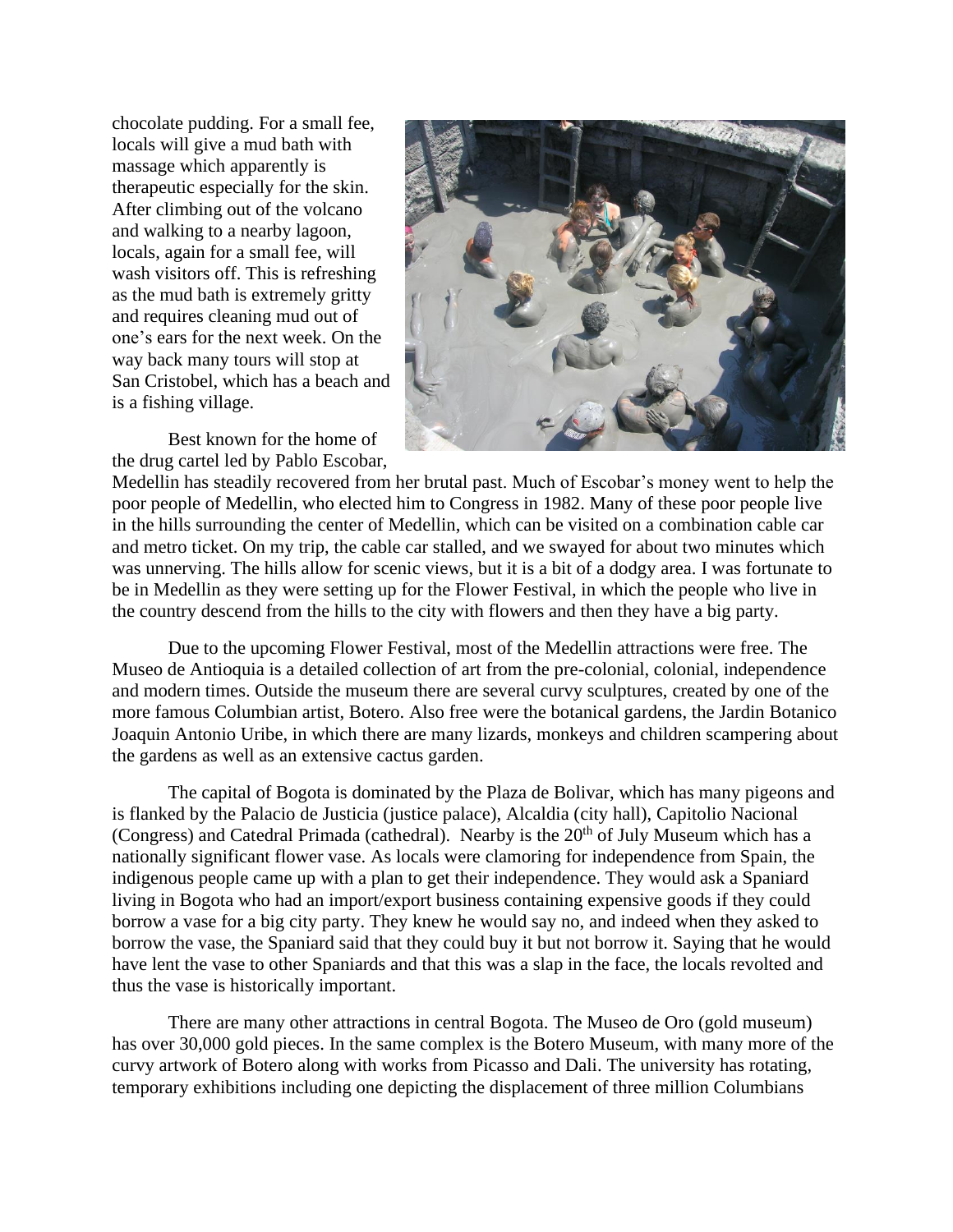chocolate pudding. For a small fee, locals will give a mud bath with massage which apparently is therapeutic especially for the skin. After climbing out of the volcano and walking to a nearby lagoon, locals, again for a small fee, will wash visitors off. This is refreshing as the mud bath is extremely gritty and requires cleaning mud out of one's ears for the next week. On the way back many tours will stop at San Cristobel, which has a beach and is a fishing village.

Best known for the home of the drug cartel led by Pablo Escobar, Medellin has steadily recovered from her brutal past. Much of Escobar's money went to help the poor people of Medellin, who elected him to Congress in 1982. Many of these poor people live in the hills surrounding the center of Medellin, which can be visited on a combination cable car and metro ticket. On my trip, the cable car stalled, and we swayed for about two minutes which was unnerving. The hills allow for scenic views, but it is a bit of a dodgy area. I was fortunate to be in Medellin as they were setting up for the Flower Festival, in which the people who live in the country descend from the hills to the city with flowers and then they have a big party.

Due to the upcoming Flower Festival, most of the Medellin attractions were free. The Museo de Antioquia is a detailed collection of art from the pre-colonial, colonial, independence and modern times. Outside the museum there are several curvy sculptures, created by one of the more famous Columbian artist, Botero. Also free were the botanical gardens, the Jardin Botanico Joaquin Antonio Uribe, in which there are many lizards, monkeys and children scampering about the gardens as well as an extensive cactus garden.

The capital of Bogota is dominated by the Plaza de Bolivar, which has many pigeons and is flanked by the Palacio de Justicia (justice palace), Alcaldia (city hall), Capitolio Nacional (Congress) and Catedral Primada (cathedral). Nearby is the 20th of July Museum which has a nationally significant flower vase. As locals were clamoring for independence from Spain, the indigenous people came up with a plan to get their independence. They would ask a Spaniard living in Bogota who had an import/export business containing expensive goods if they could borrow a vase for a big city party. They knew he would say no, and indeed when they asked to borrow the vase, the Spaniard said that they could buy it but not borrow it. Saying that he would have lent the vase to other Spaniards and that this was a slap in the face, the locals revolted and thus the vase is historically important.

There are many other attractions in central Bogota. The Museo de Oro (gold museum) has over 30,000 gold pieces. In the same complex is the Botero Museum, with many more of the curvy artwork of Botero along with works from Picasso and Dali. The university has rotating, temporary exhibitions including one depicting the displacement of three million Columbians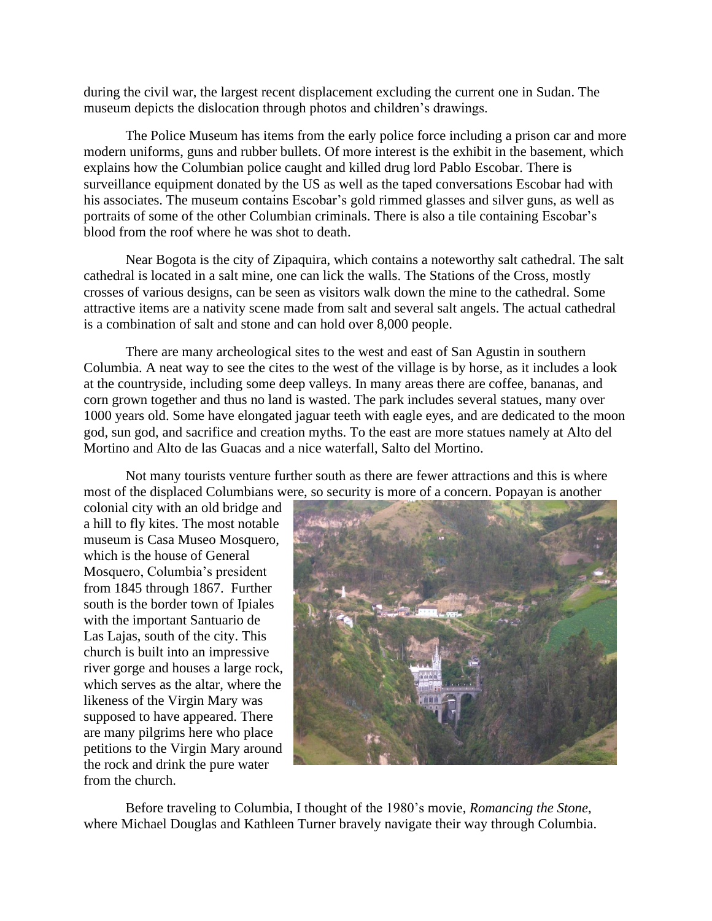during the civil war, the largest recent displacement excluding the current one in Sudan. The museum depicts the dislocation through photos and children's drawings.

The Police Museum has items from the early police force including a prison car and more modern uniforms, guns and rubber bullets. Of more interest is the exhibit in the basement, which explains how the Columbian police caught and killed drug lord Pablo Escobar. There is surveillance equipment donated by the US as well as the taped conversations Escobar had with his associates. The museum contains Escobar's gold rimmed glasses and silver guns, as well as portraits of some of the other Columbian criminals. There is also a tile containing Escobar's blood from the roof where he was shot to death.

Near Bogota is the city of Zipaquira, which contains a noteworthy salt cathedral. The salt cathedral is located in a salt mine, one can lick the walls. The Stations of the Cross, mostly crosses of various designs, can be seen as visitors walk down the mine to the cathedral. Some attractive items are a nativity scene made from salt and several salt angels. The actual cathedral is a combination of salt and stone and can hold over 8,000 people.

There are many archeological sites to the west and east of San Agustin in southern Columbia. A neat way to see the cites to the west of the village is by horse, as it includes a look at the countryside, including some deep valleys. In many areas there are coffee, bananas, and corn grown together and thus no land is wasted. The park includes several statues, many over 1000 years old. Some have elongated jaguar teeth with eagle eyes, and are dedicated to the moon god, sun god, and sacrifice and creation myths. To the east are more statues namely at Alto del Mortino and Alto de las Guacas and a nice waterfall, Salto del Mortino.

Not many tourists venture further south as there are fewer attractions and this is where most of the displaced Columbians were, so security is more of a concern. Popayan is another colonial city with an old bridge and a hill to fly kites. The most notable museum is Casa Museo Mosquero, which is the house of General Mosquero, Columbia's president from 1845 through 1867. Further south is the border town of Ipiales with the important Santuario de Las Lajas, south of the city. This church is built into an impressive river gorge and houses a large rock, which serves as the altar, where the likeness of the Virgin Mary was supposed to have appeared. There are many pilgrims here who place petitions to the Virgin Mary around the rock and drink the pure water from the church.

Before traveling to Columbia, I thought of the 1980's movie, *Romancing the Stone*, where Michael Douglas and Kathleen Turner bravely navigate their way through Columbia.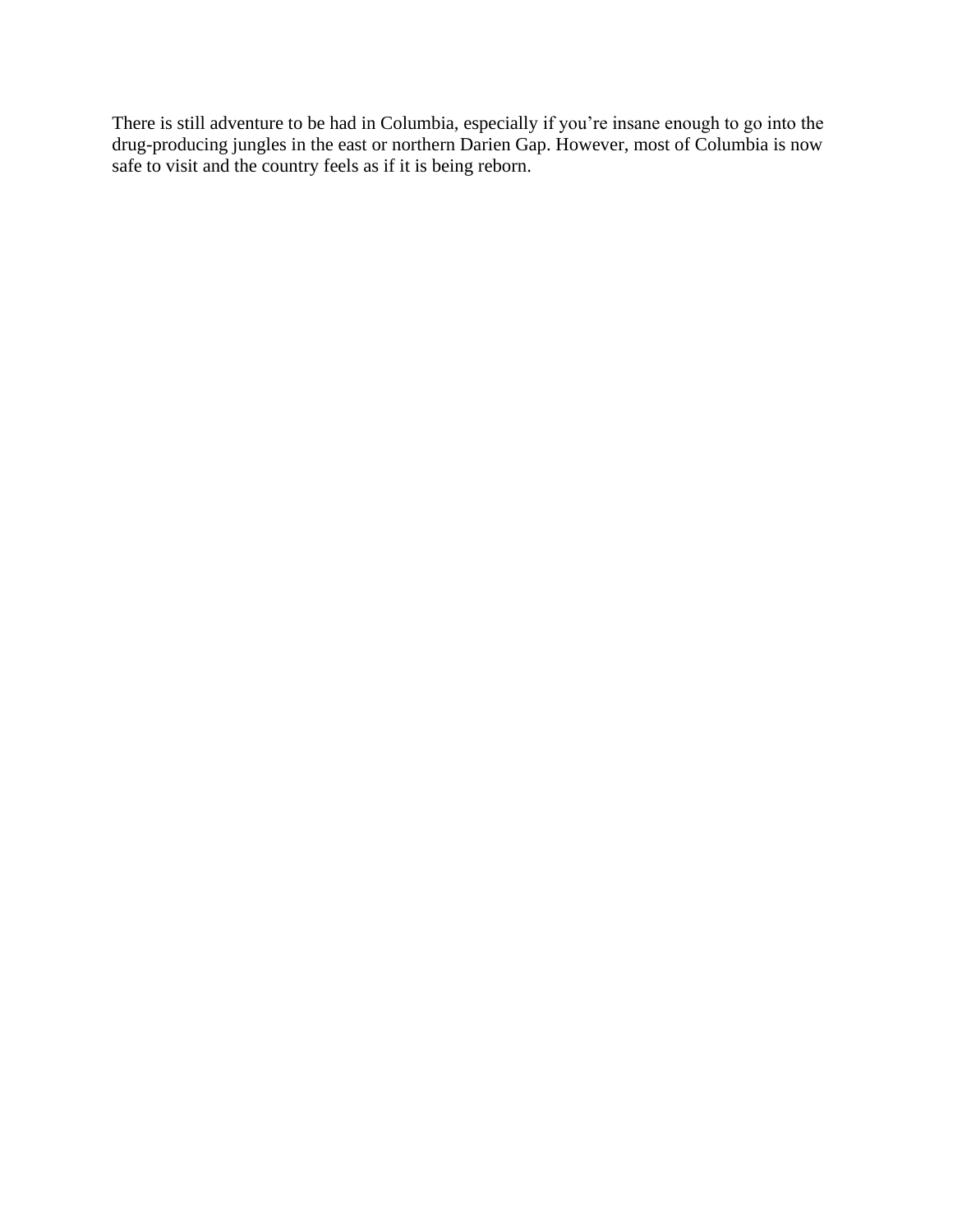There is still adventure to be had in Columbia, especially if you're insane enough to go into the drug-producing jungles in the east or northern Darien Gap. However, most of Columbia is now safe to visit and the country feels as if it is being reborn.